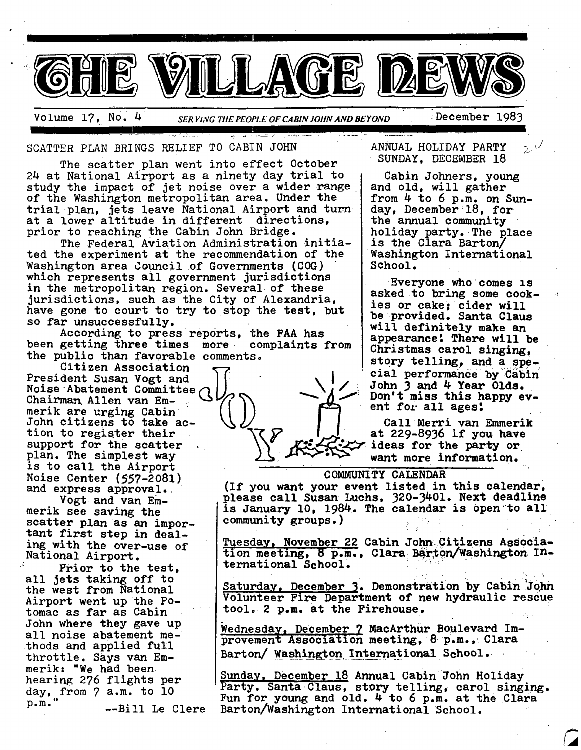# THE VILLAGE NEWS

Volume 17, No. 4 — *SERVING THE PEOPLE OF CABIN JOHN AND BEYOND* — December 1983

## SCATTER PLAN BRINGS RELIEF TO CABIN JOHN

The scatter plan went into effect October 24 at National Airport as a ninety day trial to study the impact of jet noise over a wider range of the Washington metropolitan area. Under the trial plan, jets leave National Airport and turn at a lower altitude in different directions, prior to reaching the Cabin John Bridge.

The Federal Aviation Administration initiated the experiment at the recommendation of the Washington area Council of Governments (COG) which represents all government jurisdictions in the metropolitan region. Several of these jurisdictions, such as the City of Alexandria, have gone to court to try to stop the test, but so far unsuccessfully.

According to press reports, the FAA has been getting three times more complaints from the public than favorable comments.

Citizen Association President Susan Vogt and Noise Abatement Committee Chairman Allen van Emmerik are urging Cabin John citizens to take action to register their support for the scatter plan. The simplest way is to call the Airport Noise Center (557-2081) and express approval.

Vogt and van Emmerik see saving the scatter plan as an important first step in dealing with the over-use of National Airport.

Prior to the test, all jets taking off to the west from National Airport went up the Potomac as far as Cabin John where they gave up all noise abatement methods and applied full throttle. Says van Emmerik: "We had been hearing 276 flights per day, from 7 a.m. to 10 p.m."

--Bill Le Clere

## ANNUAL HOLIDAY PARTY SUNDAY, DECEMBER 18

Cabin Johners, young and old, will gather from 4 to 6 p.m. on Sunday, December 18, for the annual community holiday party. The place is the Clara Barton/ Washington International School.

Everyone who comes is asked to bring some cookies or cake; cider will be provided. Santa Claus will definitely make an appearance! There will be Christmas carol singing, story telling, and a special performance by Cabin John 3 and 4 Year Olds. Don't miss this happy event for all ages!

Call Merri van Emmerik at 229-8936 if you have ideas for the party or want more information.

## COMMUNITY CALENDAR

(If you want your event listed in this calendar, please call Susan Luchs, 320-3401. Next deadline is January 10, 1984. The calendar is open to all community groups.)

Tuesday, November 22 Cabin John Citizens Association meeting, 8 p.m., Clara Barton/Washington International School.

Saturday, December 3. Demonstration by Cabin John Volunteer Fire Department of new hydraulic rescue tool. 2 p.m. at the Firehouse.

Wednesday, December 7 MacArthur Boulevard Improvement Association meeting, 8 p.m., Clara Barton/ Washington International School.

Sunday, December 18 Annual Cabin John Holiday Party. Santa Claus, story telling, carol singing. Fun for young and old. 4 to 6 p.m. at the Clara Barton/Washington International School.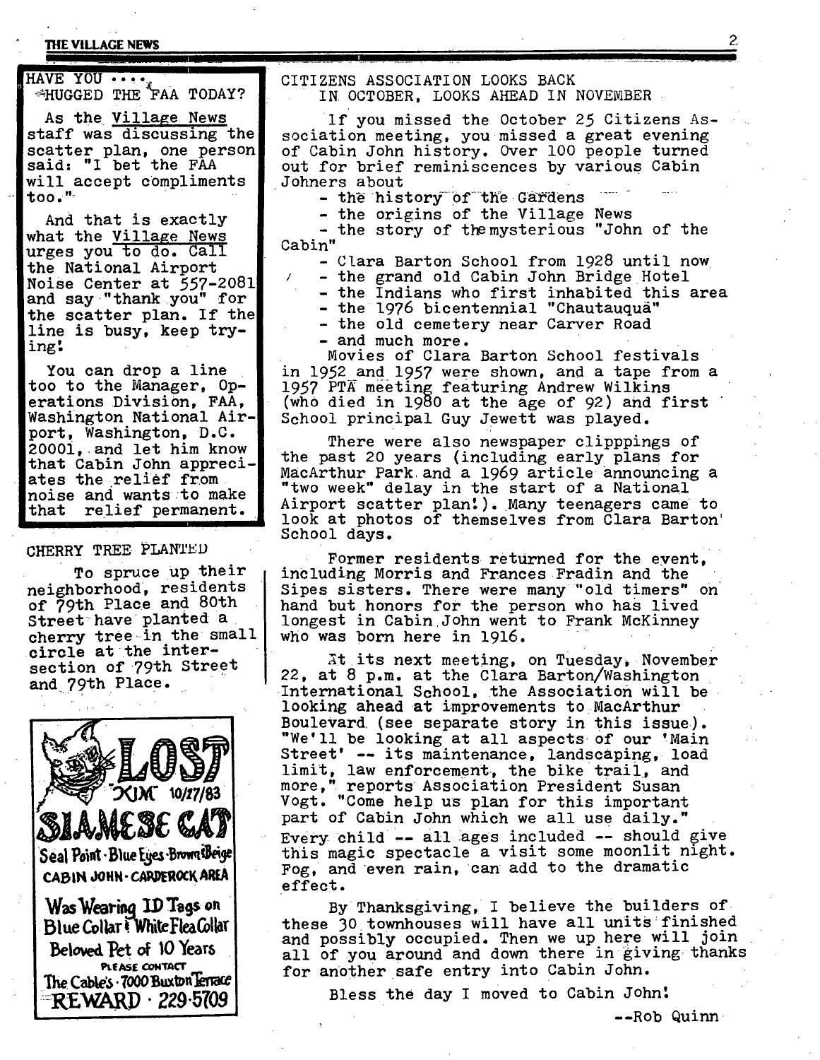## HAVE YOU .... HUGGED THE FAA TODAY?

As the Village News staff was discussing the scatter plan, one person said: "I bet the FAA will accept compliments too."

And that is exactly what the Village News urges you to do. Call the National Airport Noise Center at 557-2081 and say "thank you" for the scatter plan. If the line is busy, keep trying!

You can drop a line too to the Manager, Operations Division, FAA, Washington National Airport, Washington, D.C. 20001, and let him know that Cabin John appreciates the relief from noise and wants to make that relief permanent.

## CHERRY TREE PLANTED

To spruce up their neighborhood, residents of 79th Place and 80th Street have planted a cherry tree in the small circle at the intersection of 79th Street and 79th Place.

**LOST**

"KIM" 10/17/83

**SIAMESE CAT**

Seal Point · Blue Eyes · Brown & Beige

CABIN JOHN - CARDEROCK AREA

Was Wearing ID Tags on Blue Collar & White Flea Collar

Beloved Pet of 10 Years

PLEASE CONTACT

The Cable's · 7000 Buxton Terrace

**REWARD · 229-5709**

## CITIZENS ASSOCIATION LOOKS BACK IN OCTOBER, LOOKS AHEAD IN NOVEMBER

If you missed the October 25 Citizens Association meeting, you missed a great evening of Cabin John history. Over 100 people turned out for brief reminiscences by various Cabin Johners about

- the history of the Gardens
- the origins of the Village News
- the story of the mysterious "John of the Cabin"
- Clara Barton School from 1928 until now
- the grand old Cabin John Bridge Hotel
- the Indians who first inhabited this area
- the 1976 bicentennial "Chautauqua"
- the old cemetery near Carver Road
- and much more.

Movies of Clara Barton School festivals in 1952 and 1957 were shown, and a tape from a 1957 PTA meeting featuring Andrew Wilkins (who died in 1980 at the age of 92) and first School principal Guy Jewett was played.

There were also newspaper clipppings of the past 20 years (including early plans for MacArthur Park and a 1969 article announcing a "two week" delay in the start of a National Airport scatter plan!). Many teenagers came to look at photos of themselves from Clara Barton School days.

Former residents returned for the event, including Morris and Frances Fradin and the Sipes sisters. There were many "old timers" on hand but honors for the person who has lived longest in Cabin John went to Frank McKinney who was born here in 1916.

At its next meeting, on Tuesday, November 22, at 8 p.m. at the Clara Barton/Washington International School, the Association will be looking ahead at improvements to MacArthur Boulevard (see separate story in this issue). "We'll be looking at all aspects of our 'Main Street' -- its maintenance, landscaping, load limit, law enforcement, the bike trail, and more," reports Association President Susan Vogt. "Come help us plan for this important part of Cabin John which we all use daily."

Every child -- all ages included -- should give this magic spectacle a visit some moonlit night. Fog, and even rain, can add to the dramatic effect.

By Thanksgiving, I believe the builders of these 30 townhouses will have all units finished and possibly occupied. Then we up here will join all of you around and down there in giving thanks for another safe entry into Cabin John.

Bless the day I moved to Cabin John!

--Rob Quinn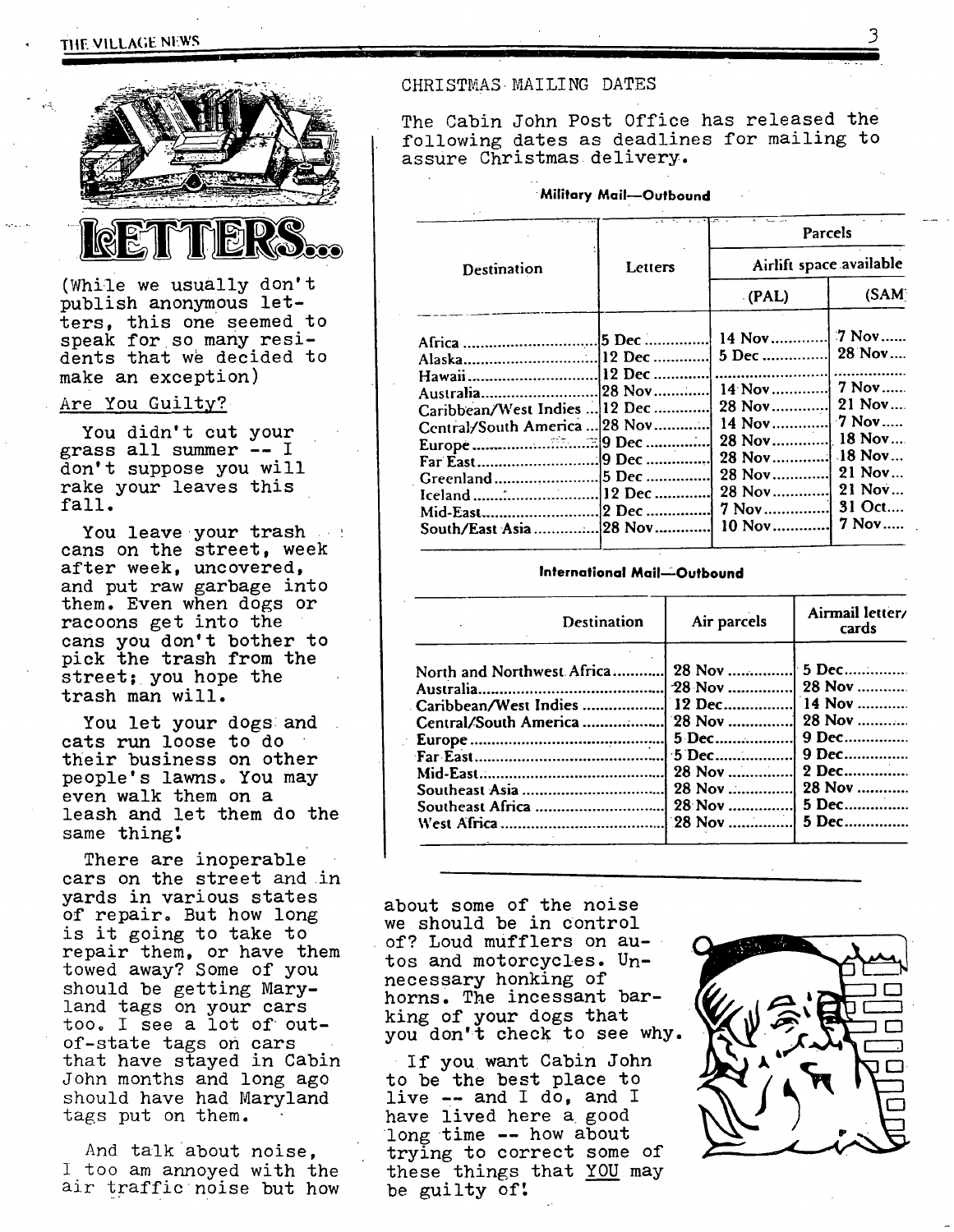# LETTERS...

(While we usually don't publish anonymous letters, this one seemed to speak for so many residents that we decided to make an exception)

Are You Guilty?

You didn't cut your grass all summer -- I don't suppose you will rake your leaves this fall.

You leave your trash cans on the street, week after week, uncovered, and put raw garbage into them. Even when dogs or racoons get into the cans you don't bother to pick the trash from the street; you hope the trash man will.

You let your dogs and cats run loose to do their business on other people's lawns. You may even walk them on a leash and let them do the same thing!

There are inoperable cars on the street and in yards in various states of repair. But how long is it going to take to repair them, or have them towed away? Some of you should be getting Maryland tags on your cars too. I see a lot of out-of-state tags on cars that have stayed in Cabin John months and long ago should have had Maryland tags put on them.

And talk about noise, I too am annoyed with the air traffic noise but how about some of the noise we should be in control of? Loud mufflers on autos and motorcycles. Unnecessary honking of horns. The incessant barking of your dogs that you don't check to see why.

If you want Cabin John to be the best place to live -- and I do, and I have lived here a good long time -- how about trying to correct some of these things that YOU may be guilty of!

## CHRISTMAS MAILING DATES

The Cabin John Post Office has released the following dates as deadlines for mailing to assure Christmas delivery.

**Military Mail—Outbound**

| Destination | Letters | Parcels — Airlift space available (PAL) | Parcels — Airlift space available (SAM |
|---|---|---|---|
| Africa | 5 Dec | 14 Nov | 7 Nov |
| Alaska | 12 Dec | 5 Dec | 28 Nov |
| Hawaii | 12 Dec | | |
| Australia | 28 Nov | 14 Nov | 7 Nov |
| Caribbean/West Indies | 12 Dec | 28 Nov | 21 Nov |
| Central/South America | 28 Nov | 14 Nov | 7 Nov |
| Europe | 9 Dec | 28 Nov | 18 Nov |
| Far East | 9 Dec | 28 Nov | 18 Nov |
| Greenland | 5 Dec | 28 Nov | 21 Nov |
| Iceland | 12 Dec | 28 Nov | 21 Nov |
| Mid-East | 2 Dec | 7 Nov | 31 Oct |
| South/East Asia | 28 Nov | 10 Nov | 7 Nov |

**International Mail—Outbound**

| Destination | Air parcels | Airmail letter/cards |
|---|---|---|
| North and Northwest Africa | 28 Nov | 5 Dec |
| Australia | 28 Nov | 28 Nov |
| Caribbean/West Indies | 12 Dec | 14 Nov |
| Central/South America | 28 Nov | 28 Nov |
| Europe | 5 Dec | 9 Dec |
| Far East | 5 Dec | 9 Dec |
| Mid-East | 28 Nov | 2 Dec |
| Southeast Asia | 28 Nov | 28 Nov |
| Southeast Africa | 28 Nov | 5 Dec |
| West Africa | 28 Nov | 5 Dec |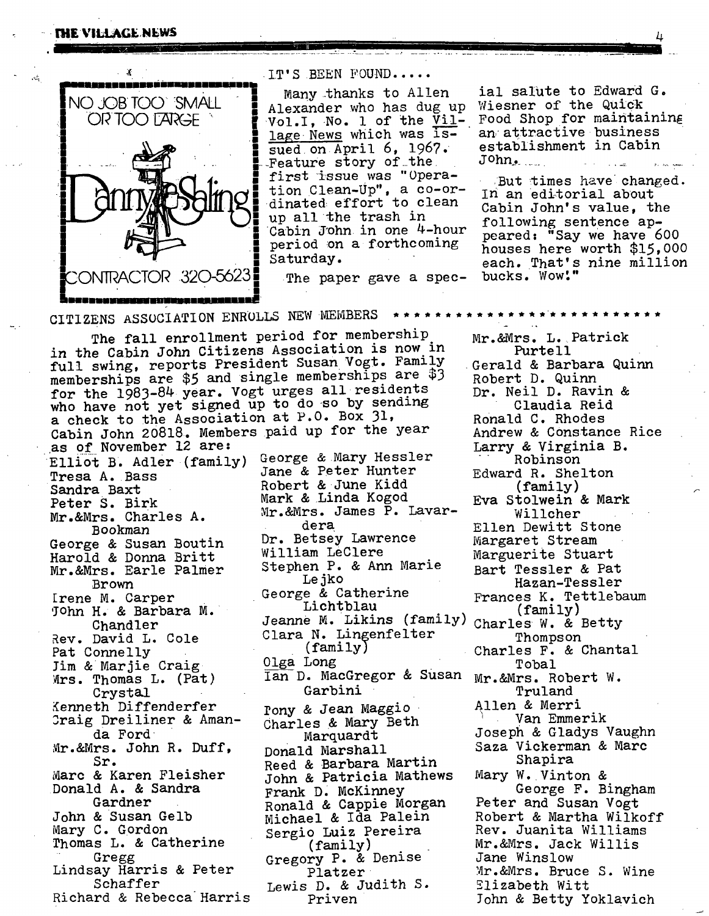NO JOB TOO SMALL OR TOO LARGE

Danny Saling

CONTRACTOR 320-5623

IT'S BEEN FOUND.....

Many thanks to Allen Alexander who has dug up Vol.I, No. 1 of the *Village News* which was issued on April 6, 1967. Feature story of the first issue was "Operation Clean-Up", a co-ordinated effort to clean up all the trash in Cabin John in one 4-hour period on a forthcoming Saturday.

The paper gave a special salute to Edward G. Wiesner of the Quick Food Shop for maintaining an attractive business establishment in Cabin John.

But times have changed. In an editorial about Cabin John's value, the following sentence appeared: "Say we have 600 houses here worth $15,000 each. That's nine million bucks. Wow!"

## CITIZENS ASSOCIATION ENROLLS NEW MEMBERS

The fall enrollment period for membership in the Cabin John Citizens Association is now in full swing, reports President Susan Vogt. Family memberships are $5 and single memberships are $3 for the 1983-84 year. Vogt urges all residents who have not yet signed up to do so by sending a check to the Association at P.O. Box 31, Cabin John 20818. Members paid up for the year as of November 12 are:

Elliot B. Adler (family)
Tresa A. Bass
Sandra Baxt
Peter S. Birk
Mr.&Mrs. Charles A. Bookman
George & Susan Boutin
Harold & Donna Britt
Mr.&Mrs. Earle Palmer Brown
Irene M. Carper
John H. & Barbara M. Chandler
Rev. David L. Cole
Pat Connelly
Jim & Marjie Craig
Mrs. Thomas L. (Pat) Crystal
Kenneth Diffenderfer
Craig Dreiliner & Amanda Ford
Mr.&Mrs. John R. Duff, Sr.
Marc & Karen Fleisher
Donald A. & Sandra Gardner
John & Susan Gelb
Mary C. Gordon
Thomas L. & Catherine Gregg
Lindsay Harris & Peter Schaffer
Richard & Rebecca Harris
George & Mary Hessler
Jane & Peter Hunter
Robert & June Kidd
Mark & Linda Kogod
Mr.&Mrs. James P. Lavardera
Dr. Betsey Lawrence
William LeClere
Stephen P. & Ann Marie Lejko
George & Catherine Lichtblau
Jeanne M. Likins (family)
Clara N. Lingenfelter (family)
Olga Long
Ian D. MacGregor & Susan Garbini
Tony & Jean Maggio
Charles & Mary Beth Marquardt
Donald Marshall
Reed & Barbara Martin
John & Patricia Mathews
Frank D. McKinney
Ronald & Cappie Morgan
Michael & Ida Palein
Sergio Luiz Pereira (family)
Gregory P. & Denise Platzer
Lewis D. & Judith S. Priven
Mr.&Mrs. L. Patrick Purtell
Gerald & Barbara Quinn
Robert D. Quinn
Dr. Neil D. Ravin & Claudia Reid
Ronald C. Rhodes
Andrew & Constance Rice
Larry & Virginia B. Robinson
Edward R. Shelton (family)
Eva Stolwein & Mark Willcher
Ellen Dewitt Stone
Margaret Stream
Marguerite Stuart
Bart Tessler & Pat Hazan-Tessler
Frances K. Tettlebaum (family)
Charles W. & Betty Thompson
Charles F. & Chantal Tobal
Mr.&Mrs. Robert W. Truland
Allen & Merri Van Emmerik
Joseph & Gladys Vaughn
Saza Vickerman & Marc Shapira
Mary W. Vinton & George F. Bingham
Peter and Susan Vogt
Robert & Martha Wilkoff
Rev. Juanita Williams
Mr.&Mrs. Jack Willis
Jane Winslow
Mr.&Mrs. Bruce S. Wine
Elizabeth Witt
John & Betty Yoklavich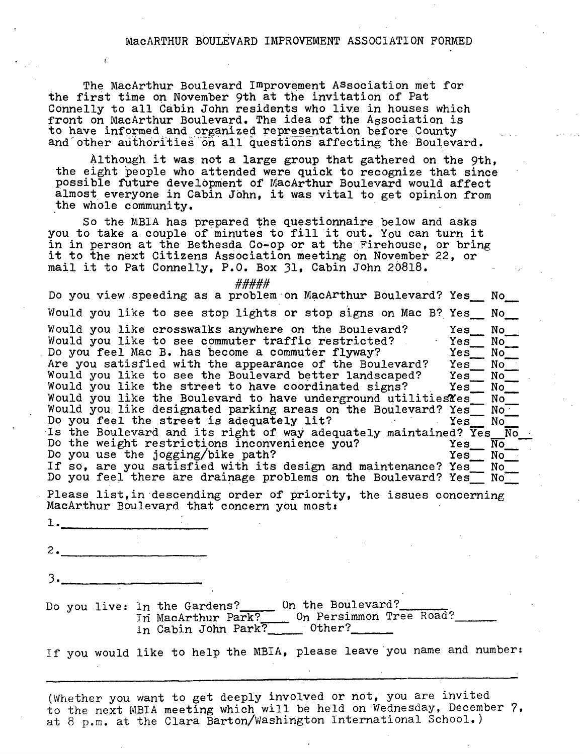## MacARTHUR BOULEVARD IMPROVEMENT ASSOCIATION FORMED

The MacArthur Boulevard Improvement Association met for the first time on November 9th at the invitation of Pat Connelly to all Cabin John residents who live in houses which front on MacArthur Boulevard. The idea of the Association is to have informed and organized representation before County and other authorities on all questions affecting the Boulevard.

Although it was not a large group that gathered on the 9th, the eight people who attended were quick to recognize that since possible future development of MacArthur Boulevard would affect almost everyone in Cabin John, it was vital to get opinion from the whole community.

So the MBIA has prepared the questionnaire below and asks you to take a couple of minutes to fill it out. You can turn it in in person at the Bethesda Co-op or at the Firehouse, or bring it to the next Citizens Association meeting on November 22, or mail it to Pat Connelly, P.O. Box 31, Cabin John 20818.

#####

Do you view speeding as a problem on MacArthur Boulevard? Yes__ No__

Would you like to see stop lights or stop signs on Mac B? Yes__ No__

Would you like crosswalks anywhere on the Boulevard? Yes__ No__
Would you like to see commuter traffic restricted? Yes__ No__
Do you feel Mac B. has become a commuter flyway? Yes__ No__
Are you satisfied with the appearance of the Boulevard? Yes__ No__
Would you like to see the Boulevard better landscaped? Yes__ No__
Would you like the street to have coordinated signs? Yes__ No__
Would you like the Boulevard to have underground utilities? Yes__ No__
Would you like designated parking areas on the Boulevard? Yes__ No__
Do you feel the street is adequately lit? Yes__ No__
Is the Boulevard and its right of way adequately maintained? Yes__ No__
Do the weight restrictions inconvenience you? Yes__ No__
Do you use the jogging/bike path? Yes__ No__
If so, are you satisfied with its design and maintenance? Yes__ No__
Do you feel there are drainage problems on the Boulevard? Yes__ No__

Please list, in descending order of priority, the issues concerning MacArthur Boulevard that concern you most:

1.____________________

2.____________________

3.____________________

Do you live: In the Gardens?_____ On the Boulevard?______
In MacArthur Park?____ On Persimmon Tree Road?______
In Cabin John Park?_____ Other?______

If you would like to help the MBIA, please leave you name and number:

_______________________________________________

(Whether you want to get deeply involved or not, you are invited to the next MBIA meeting which will be held on Wednesday, December 7, at 8 p.m. at the Clara Barton/Washington International School.)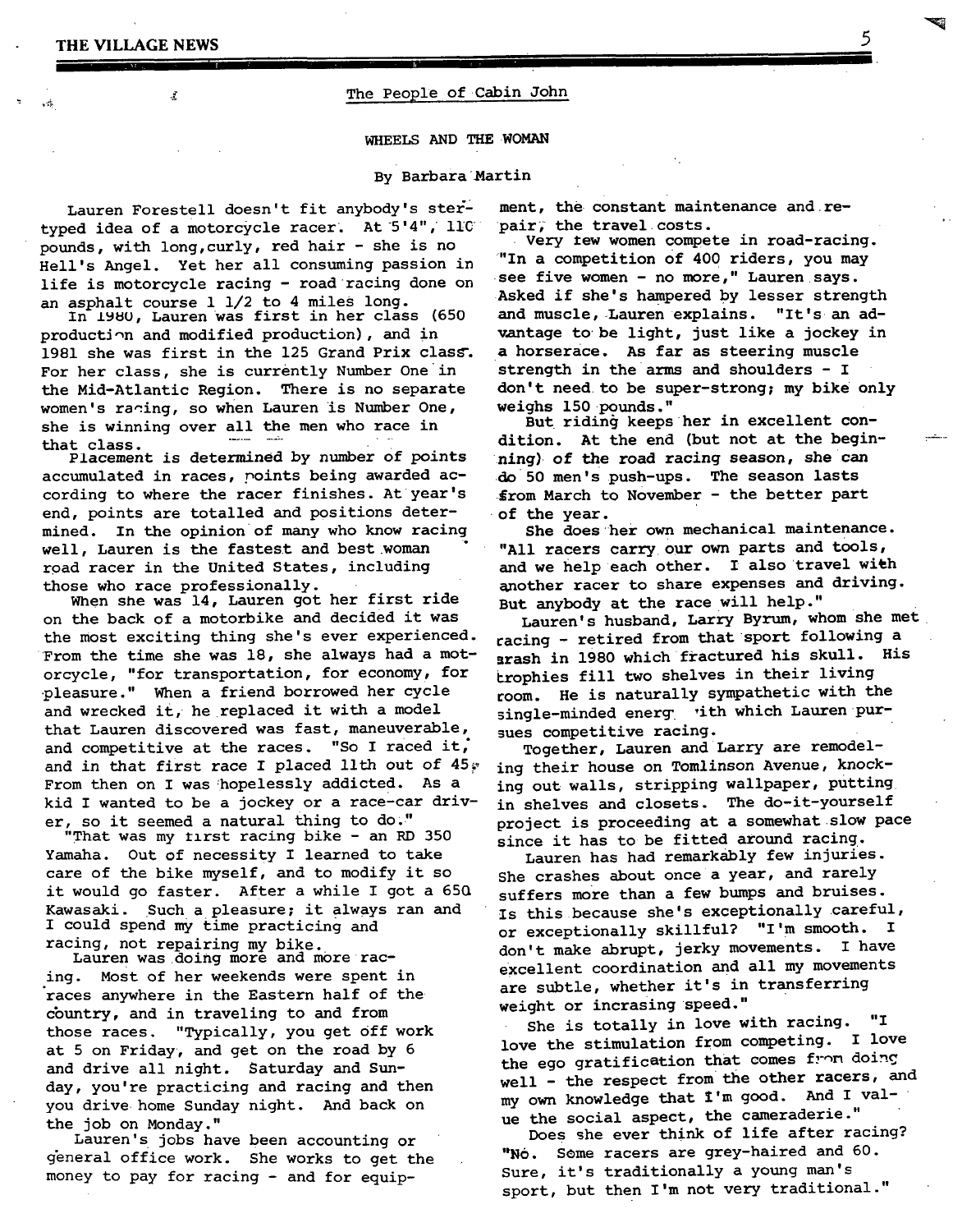The People of Cabin John

## WHEELS AND THE WOMAN

By Barbara Martin

Lauren Forestell doesn't fit anybody's ster-typed idea of a motorcycle racer. At 5'4", 110 pounds, with long,curly, red hair - she is no Hell's Angel. Yet her all consuming passion in life is motorcycle racing - road racing done on an asphalt course 1 1/2 to 4 miles long.

In 1980, Lauren was first in her class (650 production and modified production), and in 1981 she was first in the 125 Grand Prix class. For her class, she is currently Number One in the Mid-Atlantic Region. There is no separate women's racing, so when Lauren is Number One, she is winning over all the men who race in that class.

Placement is determined by number of points accumulated in races, points being awarded according to where the racer finishes. At year's end, points are totalled and positions determined. In the opinion of many who know racing well, Lauren is the fastest and best woman road racer in the United States, including those who race professionally.

When she was 14, Lauren got her first ride on the back of a motorbike and decided it was the most exciting thing she's ever experienced. From the time she was 18, she always had a motorcycle, "for transportation, for economy, for pleasure." When a friend borrowed her cycle and wrecked it, he replaced it with a model that Lauren discovered was fast, maneuverable, and competitive at the races. "So I raced it, and in that first race I placed 11th out of 45. From then on I was hopelessly addicted. As a kid I wanted to be a jockey or a race-car driver, so it seemed a natural thing to do."

"That was my first racing bike - an RD 350 Yamaha. Out of necessity I learned to take care of the bike myself, and to modify it so it would go faster. After a while I got a 650 Kawasaki. Such a pleasure; it always ran and I could spend my time practicing and racing, not repairing my bike.

Lauren was doing more and more racing. Most of her weekends were spent in races anywhere in the Eastern half of the country, and in traveling to and from those races. "Typically, you get off work at 5 on Friday, and get on the road by 6 and drive all night. Saturday and Sunday, you're practicing and racing and then you drive home Sunday night. And back on the job on Monday."

Lauren's jobs have been accounting or general office work. She works to get the money to pay for racing - and for equipment, the constant maintenance and repair, the travel costs.

Very few women compete in road-racing. "In a competition of 400 riders, you may see five women - no more," Lauren says. Asked if she's hampered by lesser strength and muscle, Lauren explains. "It's an advantage to be light, just like a jockey in a horserace. As far as steering muscle strength in the arms and shoulders - I don't need to be super-strong; my bike only weighs 150 pounds."

But riding keeps her in excellent condition. At the end (but not at the beginning) of the road racing season, she can do 50 men's push-ups. The season lasts from March to November - the better part of the year.

She does her own mechanical maintenance. "All racers carry our own parts and tools, and we help each other. I also travel with another racer to share expenses and driving. But anybody at the race will help."

Lauren's husband, Larry Byrum, whom she met racing - retired from that sport following a crash in 1980 which fractured his skull. His trophies fill two shelves in their living room. He is naturally sympathetic with the single-minded energy with which Lauren pursues competitive racing.

Together, Lauren and Larry are remodeling their house on Tomlinson Avenue, knocking out walls, stripping wallpaper, putting in shelves and closets. The do-it-yourself project is proceeding at a somewhat slow pace since it has to be fitted around racing.

Lauren has had remarkably few injuries. She crashes about once a year, and rarely suffers more than a few bumps and bruises. Is this because she's exceptionally careful, or exceptionally skillful? "I'm smooth. I don't make abrupt, jerky movements. I have excellent coordination and all my movements are subtle, whether it's in transferring weight or incrasing speed."

She is totally in love with racing. "I love the stimulation from competing. I love the ego gratification that comes from doing well - the respect from the other racers, and my own knowledge that I'm good. And I value the social aspect, the cameraderie."

Does she ever think of life after racing? "No. Some racers are grey-haired and 60. Sure, it's traditionally a young man's sport, but then I'm not very traditional."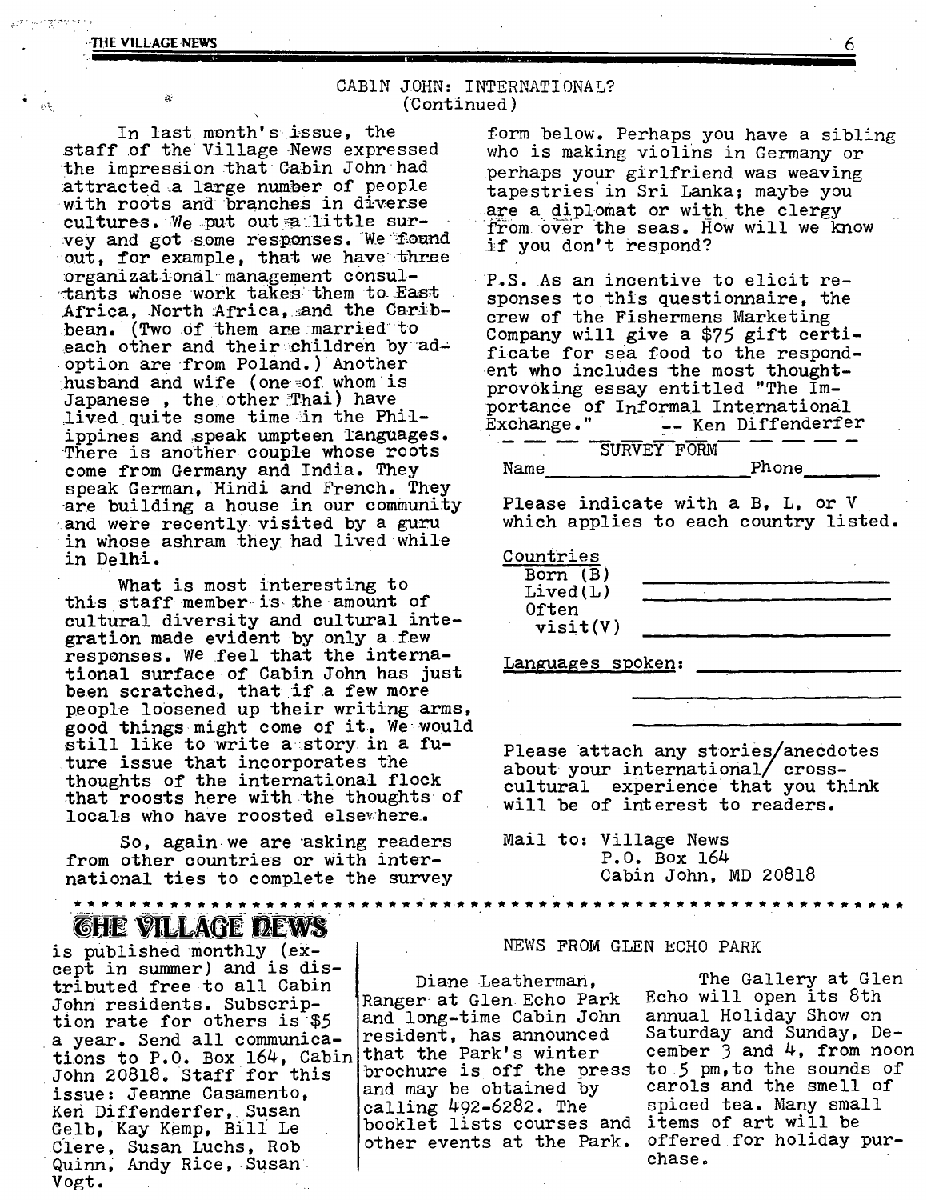## CABIN JOHN: INTERNATIONAL?
(Continued)

In last month's issue, the staff of the Village News expressed the impression that Cabin John had attracted a large number of people with roots and branches in diverse cultures. We put out a little survey and got some responses. We found out, for example, that we have three organizational management consultants whose work takes them to East Africa, North Africa, and the Caribbean. (Two of them are married to each other and their children by adoption are from Poland.) Another husband and wife (one of whom is Japanese , the other Thai) have lived quite some time in the Philippines and speak umpteen languages. There is another couple whose roots come from Germany and India. They speak German, Hindi and French. They are building a house in our community and were recently visited by a guru in whose ashram they had lived while in Delhi.

What is most interesting to this staff member is the amount of cultural diversity and cultural integration made evident by only a few responses. We feel that the international surface of Cabin John has just been scratched, that if a few more people loosened up their writing arms, good things might come of it. We would still like to write a story in a future issue that incorporates the thoughts of the international flock that roosts here with the thoughts of locals who have roosted elsewhere.

So, again we are asking readers from other countries or with international ties to complete the survey form below. Perhaps you have a sibling who is making violins in Germany or perhaps your girlfriend was weaving tapestries in Sri Lanka; maybe you are a diplomat or with the clergy from over the seas. How will we know if you don't respond?

P.S. As an incentive to elicit responses to this questionnaire, the crew of the Fishermens Marketing Company will give a $75 gift certificate for sea food to the respondent who includes the most thought-provoking essay entitled "The Importance of Informal International Exchange." -- Ken Diffenderfer

---

SURVEY FORM

Name__________________ Phone_______

Please indicate with a B, L, or V which applies to each country listed.

Countries
- Born (B) ____________________
- Lived(L) ____________________
- Often visit(V) ____________________

Languages spoken: ____________________
____________________
____________________

Please attach any stories/anecdotes about your international/ cross-cultural experience that you think will be of interest to readers.

Mail to: Village News
P.O. Box 164
Cabin John, MD 20818

---

**THE VILLAGE NEWS** is published monthly (except in summer) and is distributed free to all Cabin John residents. Subscription rate for others is $5 a year. Send all communications to P.O. Box 164, Cabin John 20818. Staff for this issue: Jeanne Casamento, Ken Diffenderfer, Susan Gelb, Kay Kemp, Bill Le Clere, Susan Luchs, Rob Quinn, Andy Rice, Susan Vogt.

## NEWS FROM GLEN ECHO PARK

Diane Leatherman, Ranger at Glen Echo Park and long-time Cabin John resident, has announced that the Park's winter brochure is off the press and may be obtained by calling 492-6282. The booklet lists courses and other events at the Park.

The Gallery at Glen Echo will open its 8th annual Holiday Show on Saturday and Sunday, December 3 and 4, from noon to 5 pm, to the sounds of carols and the smell of spiced tea. Many small items of art will be offered for holiday purchase.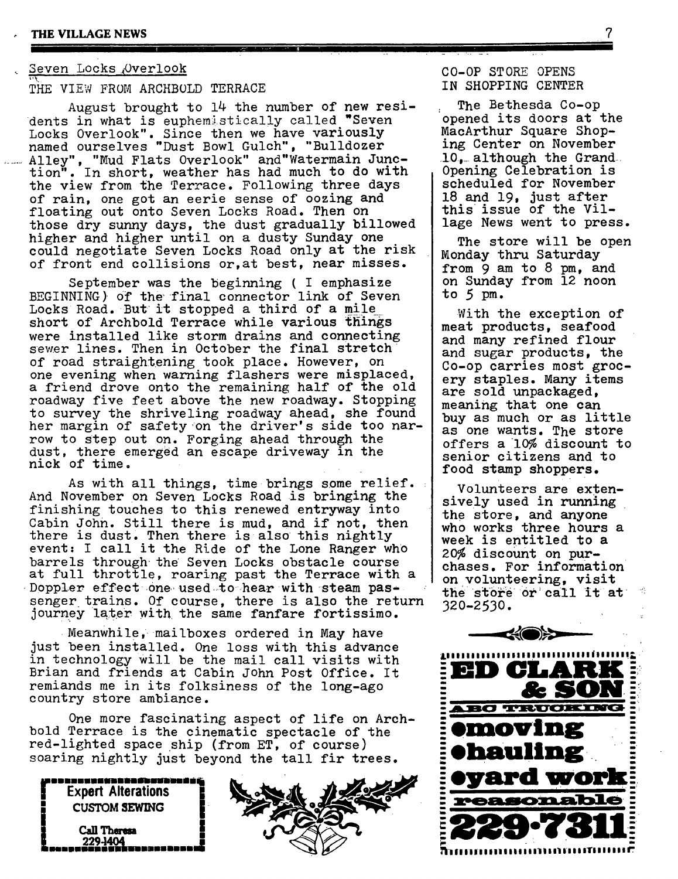## Seven Locks Overlook

### THE VIEW FROM ARCHBOLD TERRACE

August brought to 14 the number of new residents in what is euphemistically called "Seven Locks Overlook". Since then we have variously named ourselves "Dust Bowl Gulch", "Bulldozer Alley", "Mud Flats Overlook" and "Watermain Junction". In short, weather has had much to do with the view from the Terrace. Following three days of rain, one got an eerie sense of oozing and floating out onto Seven Locks Road. Then on those dry sunny days, the dust gradually billowed higher and higher until on a dusty Sunday one could negotiate Seven Locks Road only at the risk of front end collisions or, at best, near misses.

September was the beginning ( I emphasize BEGINNING) of the final connector link of Seven Locks Road. But it stopped a third of a mile short of Archbold Terrace while various things were installed like storm drains and connecting sewer lines. Then in October the final stretch of road straightening took place. However, on one evening when warning flashers were misplaced, a friend drove onto the remaining half of the old roadway five feet above the new roadway. Stopping to survey the shriveling roadway ahead, she found her margin of safety on the driver's side too narrow to step out on. Forging ahead through the dust, there emerged an escape driveway in the nick of time.

As with all things, time brings some relief. And November on Seven Locks Road is bringing the finishing touches to this renewed entryway into Cabin John. Still there is mud, and if not, then there is dust. Then there is also this nightly event: I call it the Ride of the Lone Ranger who barrels through the Seven Locks obstacle course at full throttle, roaring past the Terrace with a Doppler effect one used to hear with steam passenger trains. Of course, there is also the return journey later with the same fanfare fortissimo.

Meanwhile, mailboxes ordered in May have just been installed. One loss with this advance in technology will be the mail call visits with Brian and friends at Cabin John Post Office. It remiands me in its folksiness of the long-ago country store ambiance.

One more fascinating aspect of life on Archbold Terrace is the cinematic spectacle of the red-lighted space ship (from ET, of course) soaring nightly just beyond the tall fir trees.

**Expert Alterations**
CUSTOM SEWING
Call Theresa
229-1404

## CO-OP STORE OPENS IN SHOPPING CENTER

The Bethesda Co-op opened its doors at the MacArthur Square Shopping Center on November 10, although the Grand Opening Celebration is scheduled for November 18 and 19, just after this issue of the Village News went to press.

The store will be open Monday thru Saturday from 9 am to 8 pm, and on Sunday from 12 noon to 5 pm.

With the exception of meat products, seafood and many refined flour and sugar products, the Co-op carries most grocery staples. Many items are sold unpackaged, meaning that one can buy as much or as little as one wants. The store offers a 10% discount to senior citizens and to food stamp shoppers.

Volunteers are extensively used in running the store, and anyone who works three hours a week is entitled to a 20% discount on purchases. For information on volunteering, visit the store or call it at 320-2530.

**ED CLARK & SON**
ABC TRUCKING
- moving
- hauling
- yard work

reasonable
**229-7311**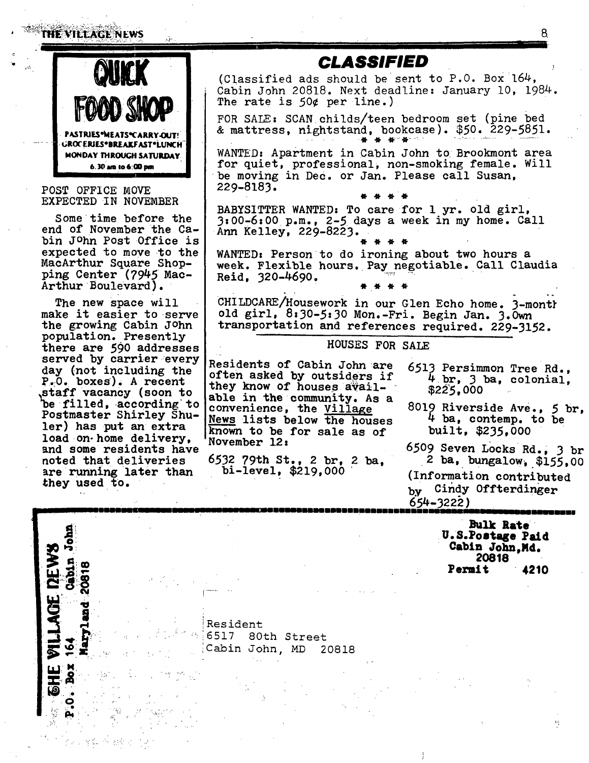**QUICK FOOD SHOP**

PASTRIES•MEATS•CARRY-OUT!
GROCERIES•BREAKFAST•LUNCH
MONDAY THROUGH SATURDAY
6:30 am to 6:00 pm

## POST OFFICE MOVE EXPECTED IN NOVEMBER

Some time before the end of November the Cabin John Post Office is expected to move to the MacArthur Square Shopping Center (7945 MacArthur Boulevard).

The new space will make it easier to serve the growing Cabin John population. Presently there are 590 addresses served by carrier every day (not including the P.O. boxes). A recent staff vacancy (soon to be filled, according to Postmaster Shirley Shuler) has put an extra load on home delivery, and some residents have noted that deliveries are running later than they used to.

## CLASSIFIED

(Classified ads should be sent to P.O. Box 164, Cabin John 20818. Next deadline: January 10, 1984. The rate is 50¢ per line.)

FOR SALE: SCAN childs/teen bedroom set (pine bed & mattress, nightstand, bookcase). $50. 229-5851.

* * * *

WANTED: Apartment in Cabin John to Brookmont area for quiet, professional, non-smoking female. Will be moving in Dec. or Jan. Please call Susan, 229-8183.

* * * *

BABYSITTER WANTED: To care for 1 yr. old girl, 3:00-6:00 p.m., 2-5 days a week in my home. Call Ann Kelley, 229-8223.

* * * *

WANTED: Person to do ironing about two hours a week. Flexible hours. Pay negotiable. Call Claudia Reid, 320-4690.

* * * *

CHILDCARE/Housework in our Glen Echo home. 3-month old girl, 8:30-5:30 Mon.-Fri. Begin Jan. 3. Own transportation and references required. 229-3152.

### HOUSES FOR SALE

Residents of Cabin John are often asked by outsiders if they know of houses available in the community. As a convenience, the Village News lists below the houses known to be for sale as of November 12:

6532 79th St., 2 br, 2 ba, bi-level, $219,000

6513 Persimmon Tree Rd., 4 br, 3 ba, colonial, $225,000

8019 Riverside Ave., 5 br, 4 ba, contemp. to be built, $235,000

6509 Seven Locks Rd., 3 br 2 ba, bungalow, $155,00

(Information contributed by Cindy Offterdinger 654-3222)

THE VILLAGE NEWS
P.O. Box 164 Cabin John
Maryland 20818

**Bulk Rate**
**U.S.Postage Paid**
**Cabin John,Md.**
**20818**
**Permit 4210**

Resident
6517 80th Street
Cabin John, MD 20818